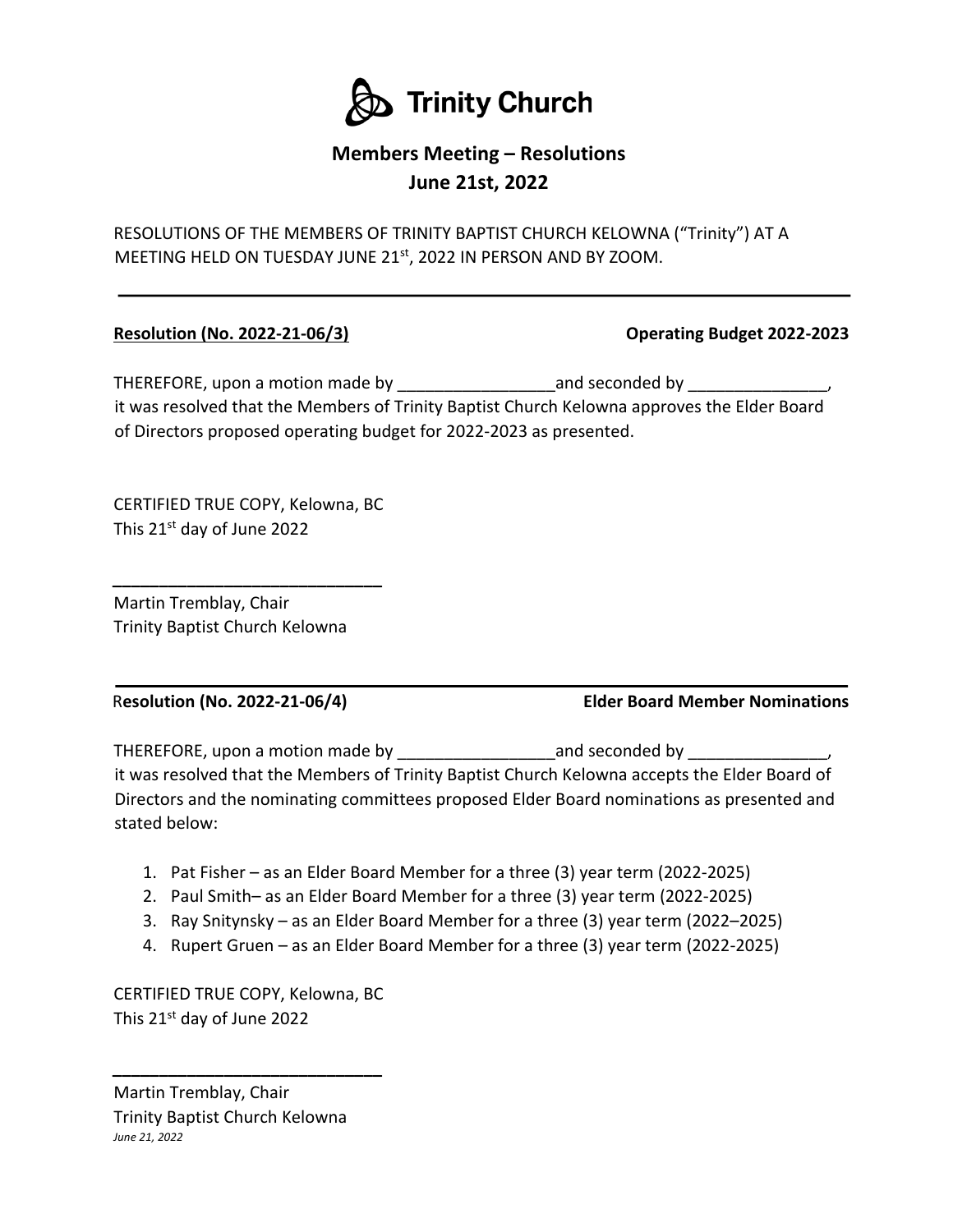# Trinity Church

## Members Meeting – Resolutions
## June 21st, 2022

RESOLUTIONS OF THE MEMBERS OF TRINITY BAPTIST CHURCH KELOWNA ("Trinity") AT A MEETING HELD ON TUESDAY JUNE 21st, 2022 IN PERSON AND BY ZOOM.

---

**Resolution (No. 2022-21-06/3)** **Operating Budget 2022-2023**

THEREFORE, upon a motion made by _________________and seconded by _______________, it was resolved that the Members of Trinity Baptist Church Kelowna approves the Elder Board of Directors proposed operating budget for 2022-2023 as presented.

CERTIFIED TRUE COPY, Kelowna, BC
This 21st day of June 2022

_____________________________
Martin Tremblay, Chair
Trinity Baptist Church Kelowna

---

**Resolution (No. 2022-21-06/4)** **Elder Board Member Nominations**

THEREFORE, upon a motion made by _________________and seconded by _______________, it was resolved that the Members of Trinity Baptist Church Kelowna accepts the Elder Board of Directors and the nominating committees proposed Elder Board nominations as presented and stated below:

1. Pat Fisher – as an Elder Board Member for a three (3) year term (2022-2025)
2. Paul Smith– as an Elder Board Member for a three (3) year term (2022-2025)
3. Ray Snitynsky – as an Elder Board Member for a three (3) year term (2022–2025)
4. Rupert Gruen – as an Elder Board Member for a three (3) year term (2022-2025)

CERTIFIED TRUE COPY, Kelowna, BC
This 21st day of June 2022

_____________________________
Martin Tremblay, Chair
Trinity Baptist Church Kelowna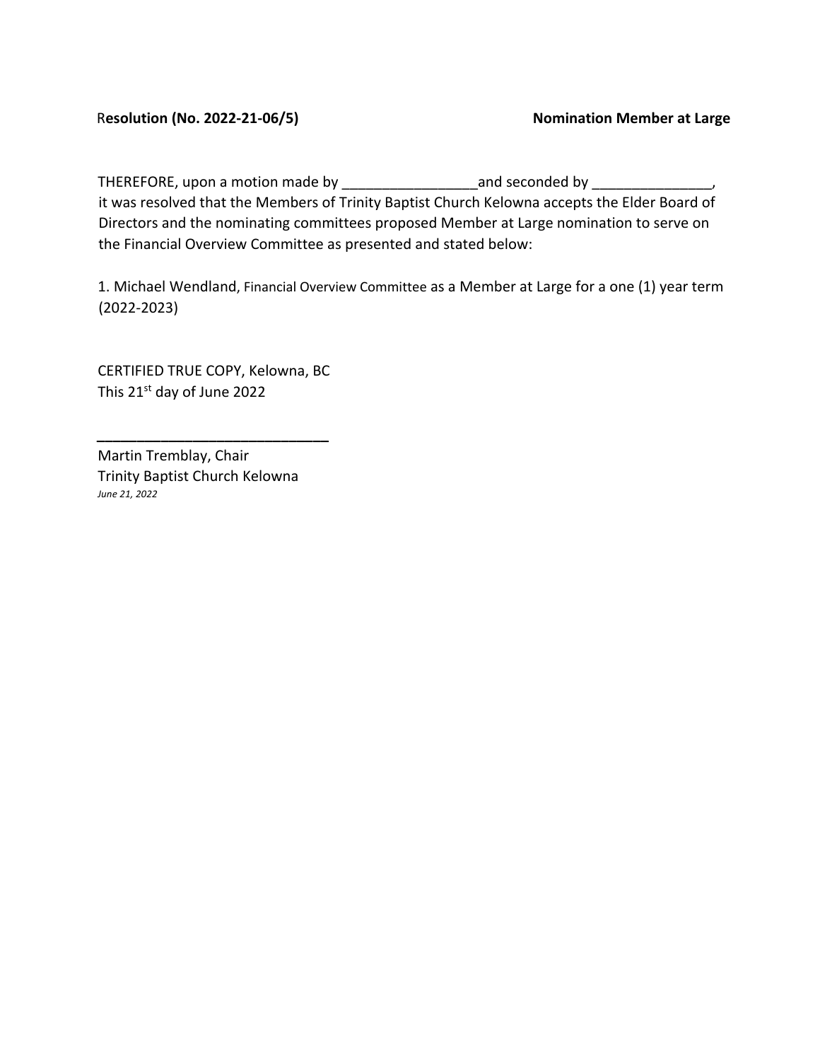**Resolution (No. 2022-21-06/5)** **Nomination Member at Large**

THEREFORE, upon a motion made by _________________and seconded by _______________, it was resolved that the Members of Trinity Baptist Church Kelowna accepts the Elder Board of Directors and the nominating committees proposed Member at Large nomination to serve on the Financial Overview Committee as presented and stated below:

1. Michael Wendland, Financial Overview Committee as a Member at Large for a one (1) year term (2022-2023)

CERTIFIED TRUE COPY, Kelowna, BC
This 21st day of June 2022

______________________________

Martin Tremblay, Chair
Trinity Baptist Church Kelowna
*June 21, 2022*